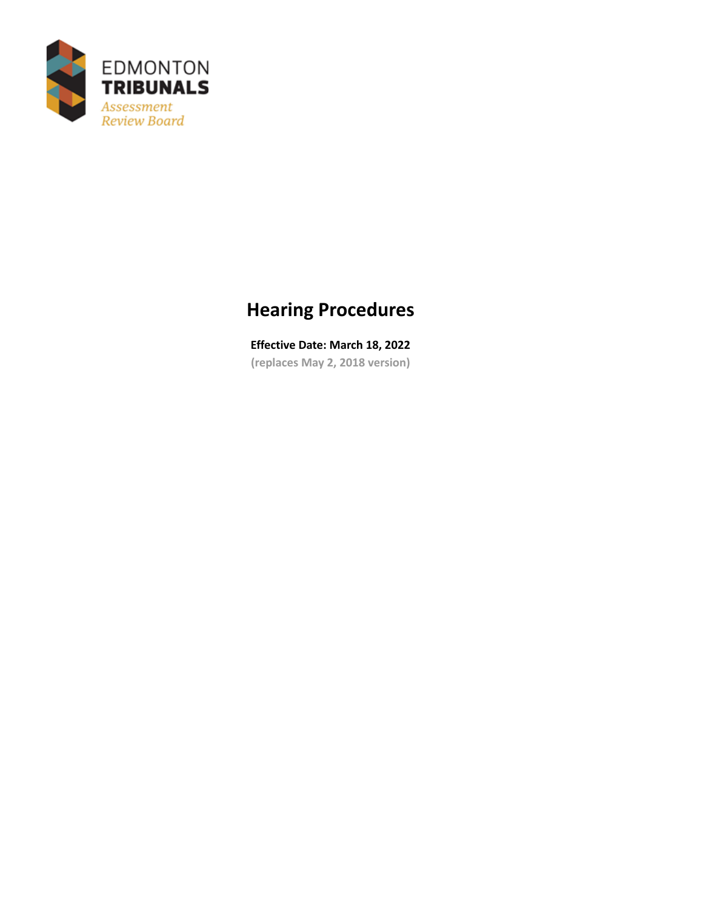EDMONTON
TRIBUNALS
*Assessment Review Board*

# Hearing Procedures

**Effective Date: March 18, 2022**

**(replaces May 2, 2018 version)**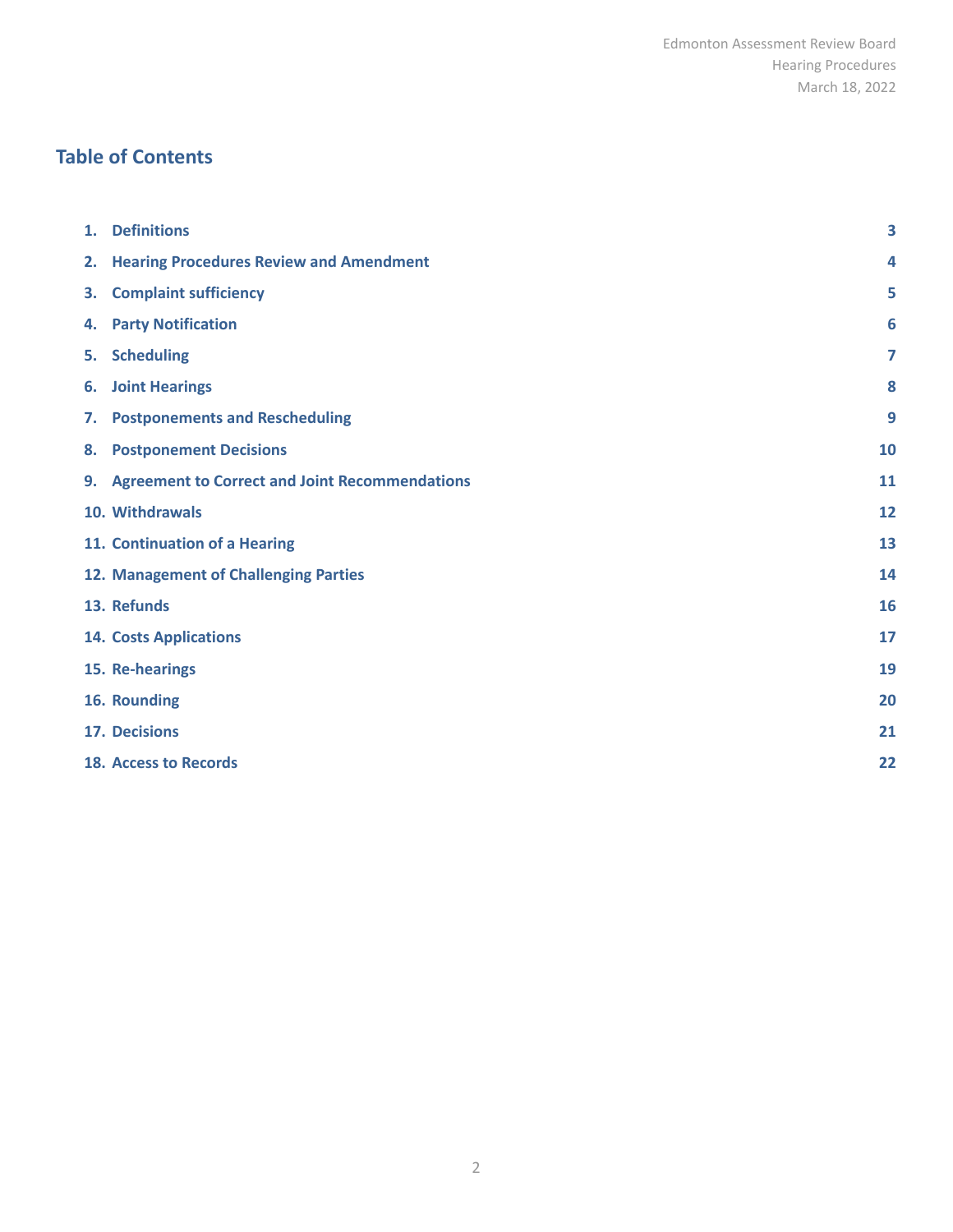## Table of Contents

| | |
|---|---|
| 1. Definitions | 3 |
| 2. Hearing Procedures Review and Amendment | 4 |
| 3. Complaint sufficiency | 5 |
| 4. Party Notification | 6 |
| 5. Scheduling | 7 |
| 6. Joint Hearings | 8 |
| 7. Postponements and Rescheduling | 9 |
| 8. Postponement Decisions | 10 |
| 9. Agreement to Correct and Joint Recommendations | 11 |
| 10. Withdrawals | 12 |
| 11. Continuation of a Hearing | 13 |
| 12. Management of Challenging Parties | 14 |
| 13. Refunds | 16 |
| 14. Costs Applications | 17 |
| 15. Re-hearings | 19 |
| 16. Rounding | 20 |
| 17. Decisions | 21 |
| 18. Access to Records | 22 |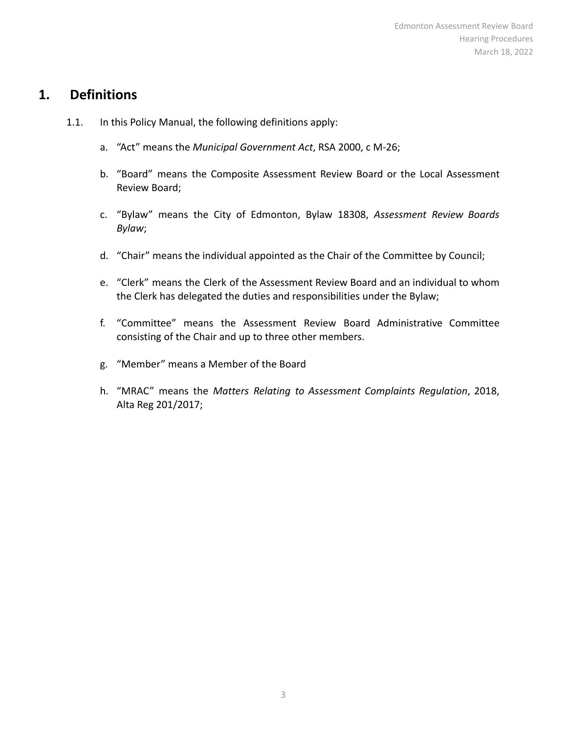# 1. Definitions

1.1. In this Policy Manual, the following definitions apply:

a. "Act" means the *Municipal Government Act*, RSA 2000, c M-26;

b. "Board" means the Composite Assessment Review Board or the Local Assessment Review Board;

c. "Bylaw" means the City of Edmonton, Bylaw 18308, *Assessment Review Boards Bylaw*;

d. "Chair" means the individual appointed as the Chair of the Committee by Council;

e. "Clerk" means the Clerk of the Assessment Review Board and an individual to whom the Clerk has delegated the duties and responsibilities under the Bylaw;

f. "Committee" means the Assessment Review Board Administrative Committee consisting of the Chair and up to three other members.

g. "Member" means a Member of the Board

h. "MRAC" means the *Matters Relating to Assessment Complaints Regulation*, 2018, Alta Reg 201/2017;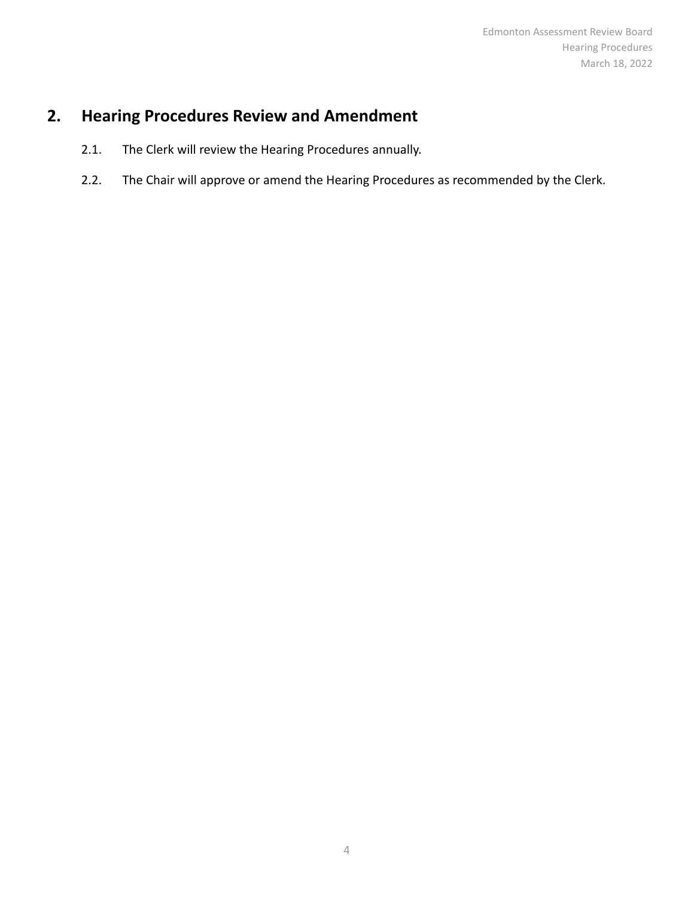## 2. Hearing Procedures Review and Amendment

2.1. The Clerk will review the Hearing Procedures annually.

2.2. The Chair will approve or amend the Hearing Procedures as recommended by the Clerk.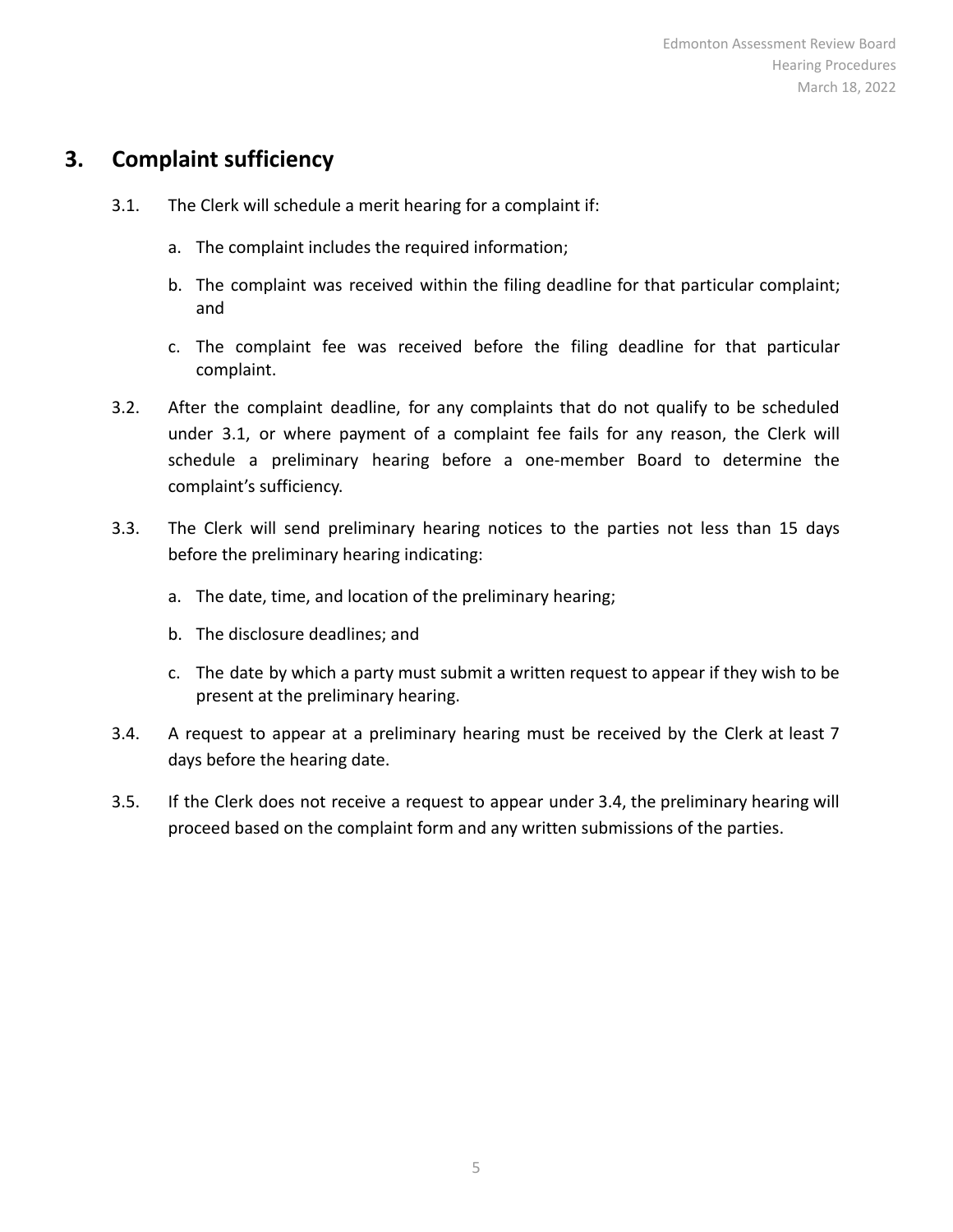## 3. Complaint sufficiency

3.1. The Clerk will schedule a merit hearing for a complaint if:

   a. The complaint includes the required information;

   b. The complaint was received within the filing deadline for that particular complaint; and

   c. The complaint fee was received before the filing deadline for that particular complaint.

3.2. After the complaint deadline, for any complaints that do not qualify to be scheduled under 3.1, or where payment of a complaint fee fails for any reason, the Clerk will schedule a preliminary hearing before a one-member Board to determine the complaint's sufficiency.

3.3. The Clerk will send preliminary hearing notices to the parties not less than 15 days before the preliminary hearing indicating:

   a. The date, time, and location of the preliminary hearing;

   b. The disclosure deadlines; and

   c. The date by which a party must submit a written request to appear if they wish to be present at the preliminary hearing.

3.4. A request to appear at a preliminary hearing must be received by the Clerk at least 7 days before the hearing date.

3.5. If the Clerk does not receive a request to appear under 3.4, the preliminary hearing will proceed based on the complaint form and any written submissions of the parties.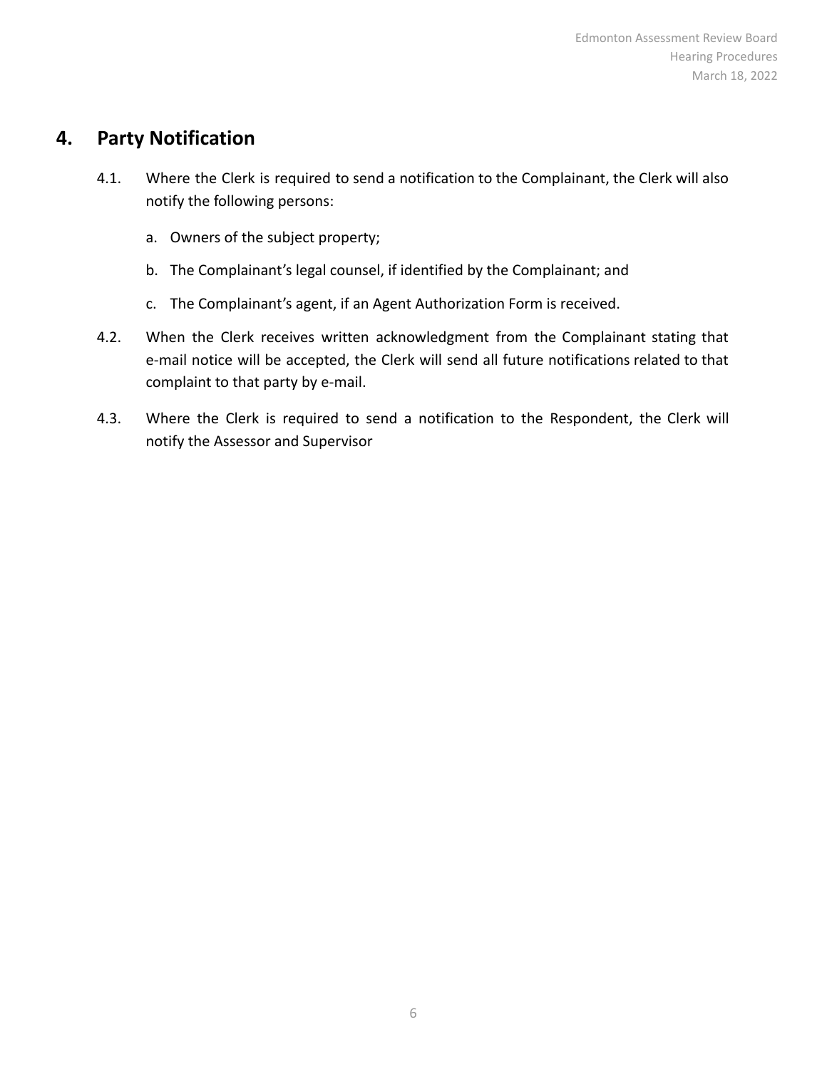# 4. Party Notification

4.1. Where the Clerk is required to send a notification to the Complainant, the Clerk will also notify the following persons:

a. Owners of the subject property;

b. The Complainant's legal counsel, if identified by the Complainant; and

c. The Complainant's agent, if an Agent Authorization Form is received.

4.2. When the Clerk receives written acknowledgment from the Complainant stating that e-mail notice will be accepted, the Clerk will send all future notifications related to that complaint to that party by e-mail.

4.3. Where the Clerk is required to send a notification to the Respondent, the Clerk will notify the Assessor and Supervisor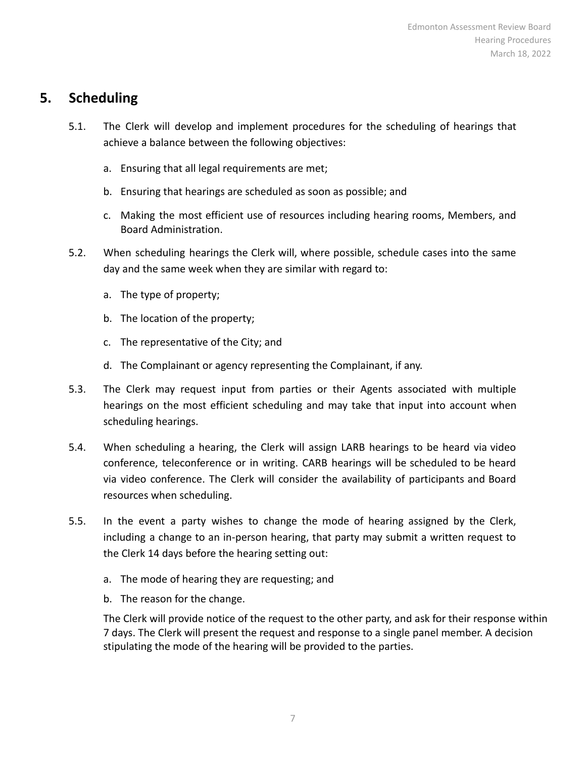# 5. Scheduling

5.1. The Clerk will develop and implement procedures for the scheduling of hearings that achieve a balance between the following objectives:

   a. Ensuring that all legal requirements are met;

   b. Ensuring that hearings are scheduled as soon as possible; and

   c. Making the most efficient use of resources including hearing rooms, Members, and Board Administration.

5.2. When scheduling hearings the Clerk will, where possible, schedule cases into the same day and the same week when they are similar with regard to:

   a. The type of property;

   b. The location of the property;

   c. The representative of the City; and

   d. The Complainant or agency representing the Complainant, if any.

5.3. The Clerk may request input from parties or their Agents associated with multiple hearings on the most efficient scheduling and may take that input into account when scheduling hearings.

5.4. When scheduling a hearing, the Clerk will assign LARB hearings to be heard via video conference, teleconference or in writing. CARB hearings will be scheduled to be heard via video conference. The Clerk will consider the availability of participants and Board resources when scheduling.

5.5. In the event a party wishes to change the mode of hearing assigned by the Clerk, including a change to an in-person hearing, that party may submit a written request to the Clerk 14 days before the hearing setting out:

   a. The mode of hearing they are requesting; and

   b. The reason for the change.

   The Clerk will provide notice of the request to the other party, and ask for their response within 7 days. The Clerk will present the request and response to a single panel member. A decision stipulating the mode of the hearing will be provided to the parties.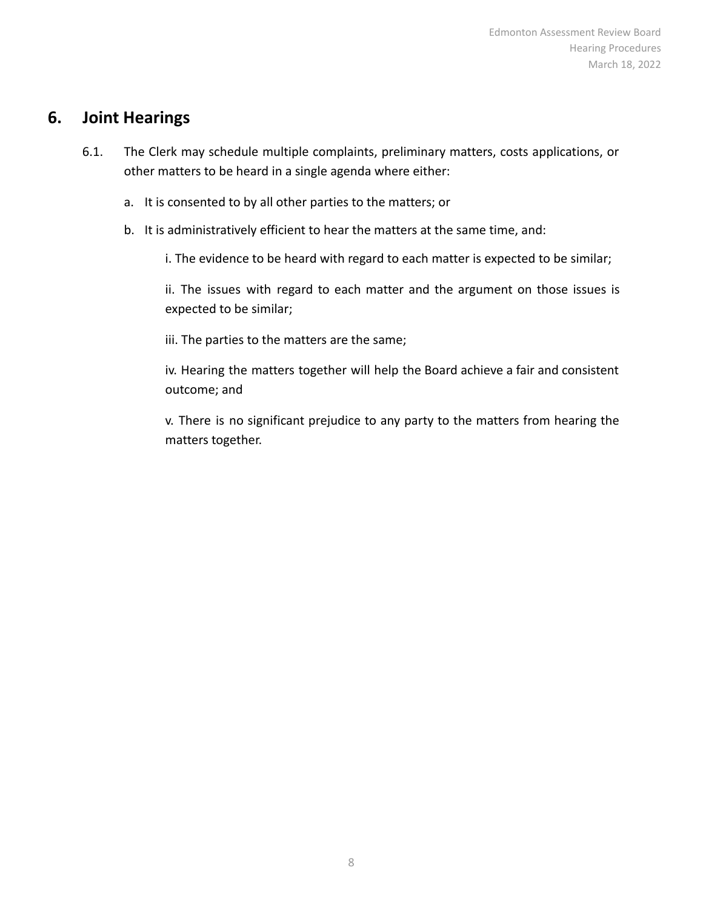## 6. Joint Hearings

6.1. The Clerk may schedule multiple complaints, preliminary matters, costs applications, or other matters to be heard in a single agenda where either:

a. It is consented to by all other parties to the matters; or

b. It is administratively efficient to hear the matters at the same time, and:

   i. The evidence to be heard with regard to each matter is expected to be similar;

   ii. The issues with regard to each matter and the argument on those issues is expected to be similar;

   iii. The parties to the matters are the same;

   iv. Hearing the matters together will help the Board achieve a fair and consistent outcome; and

   v. There is no significant prejudice to any party to the matters from hearing the matters together.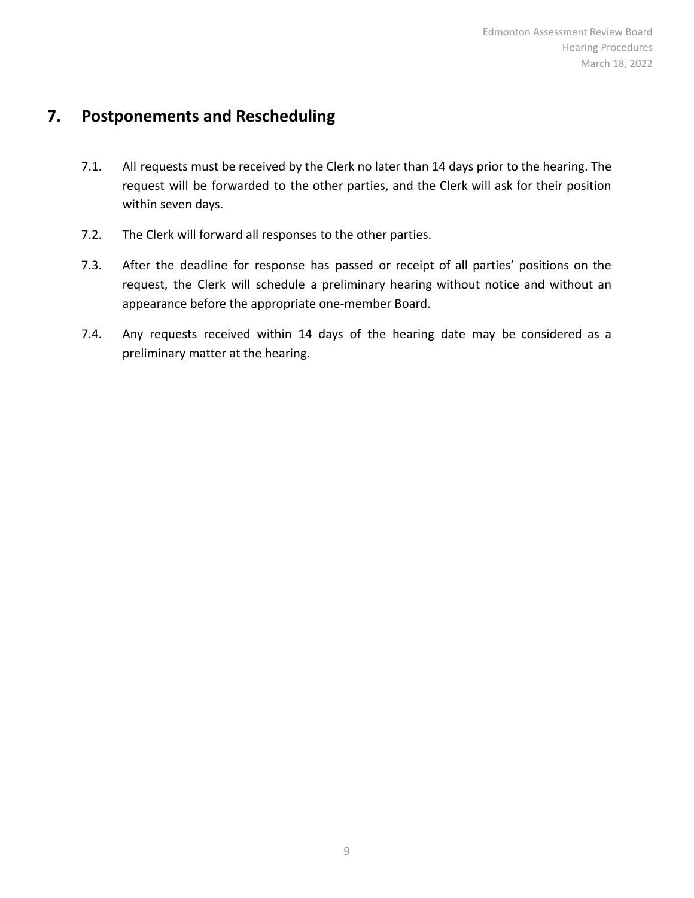## 7. Postponements and Rescheduling

7.1. All requests must be received by the Clerk no later than 14 days prior to the hearing. The request will be forwarded to the other parties, and the Clerk will ask for their position within seven days.

7.2. The Clerk will forward all responses to the other parties.

7.3. After the deadline for response has passed or receipt of all parties' positions on the request, the Clerk will schedule a preliminary hearing without notice and without an appearance before the appropriate one-member Board.

7.4. Any requests received within 14 days of the hearing date may be considered as a preliminary matter at the hearing.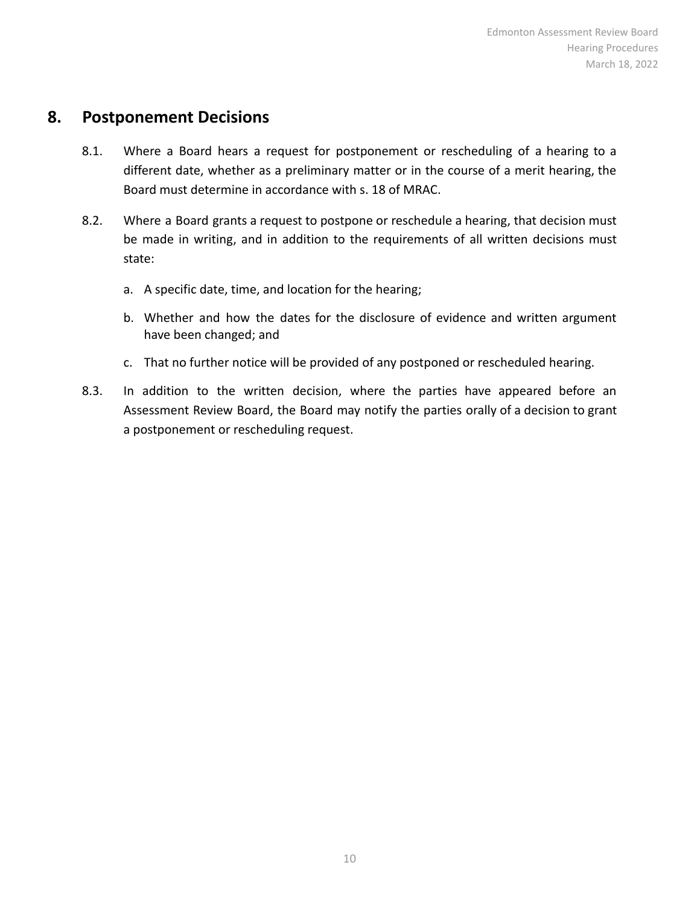## 8. Postponement Decisions

8.1. Where a Board hears a request for postponement or rescheduling of a hearing to a different date, whether as a preliminary matter or in the course of a merit hearing, the Board must determine in accordance with s. 18 of MRAC.

8.2. Where a Board grants a request to postpone or reschedule a hearing, that decision must be made in writing, and in addition to the requirements of all written decisions must state:

a. A specific date, time, and location for the hearing;

b. Whether and how the dates for the disclosure of evidence and written argument have been changed; and

c. That no further notice will be provided of any postponed or rescheduled hearing.

8.3. In addition to the written decision, where the parties have appeared before an Assessment Review Board, the Board may notify the parties orally of a decision to grant a postponement or rescheduling request.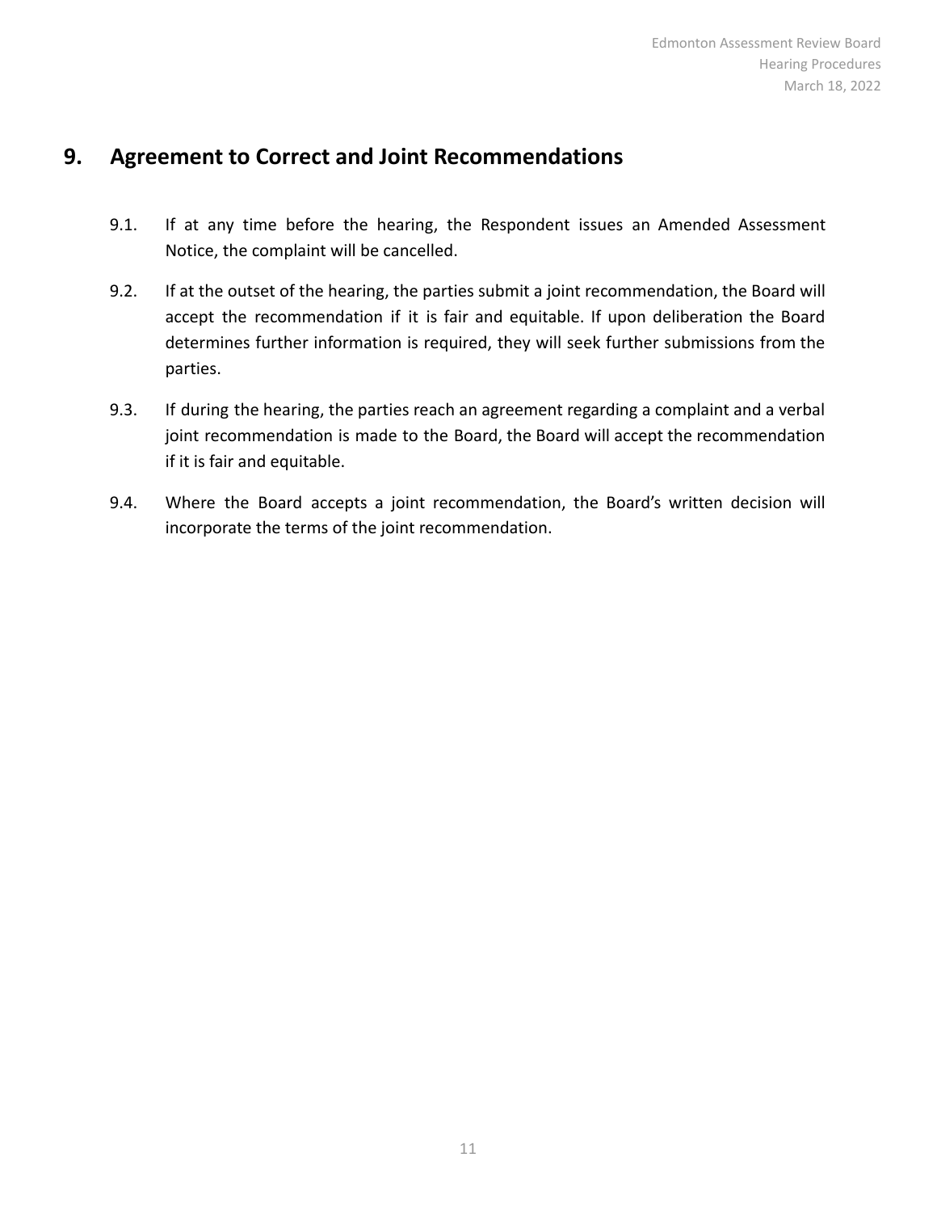## 9. Agreement to Correct and Joint Recommendations

9.1. If at any time before the hearing, the Respondent issues an Amended Assessment Notice, the complaint will be cancelled.

9.2. If at the outset of the hearing, the parties submit a joint recommendation, the Board will accept the recommendation if it is fair and equitable. If upon deliberation the Board determines further information is required, they will seek further submissions from the parties.

9.3. If during the hearing, the parties reach an agreement regarding a complaint and a verbal joint recommendation is made to the Board, the Board will accept the recommendation if it is fair and equitable.

9.4. Where the Board accepts a joint recommendation, the Board's written decision will incorporate the terms of the joint recommendation.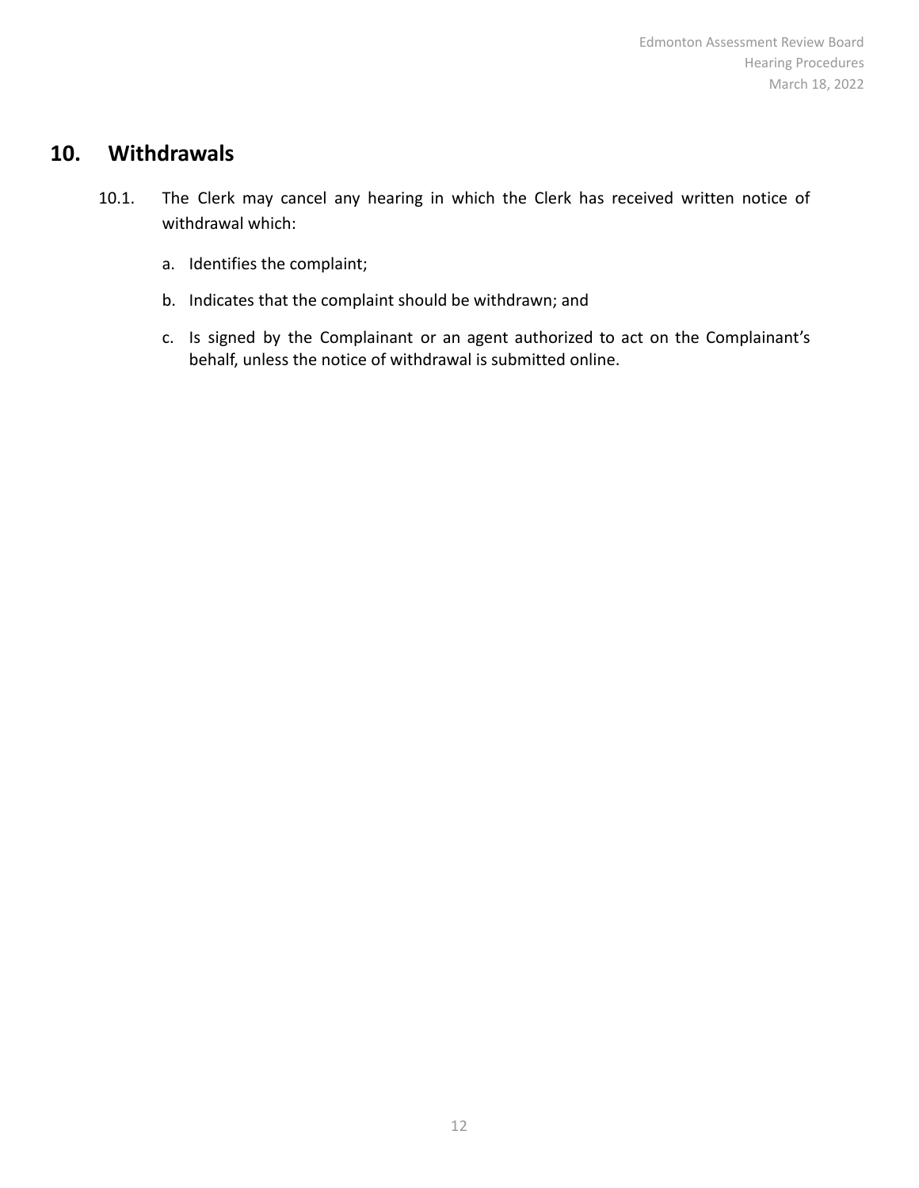## 10. Withdrawals

10.1. The Clerk may cancel any hearing in which the Clerk has received written notice of withdrawal which:

a. Identifies the complaint;

b. Indicates that the complaint should be withdrawn; and

c. Is signed by the Complainant or an agent authorized to act on the Complainant's behalf, unless the notice of withdrawal is submitted online.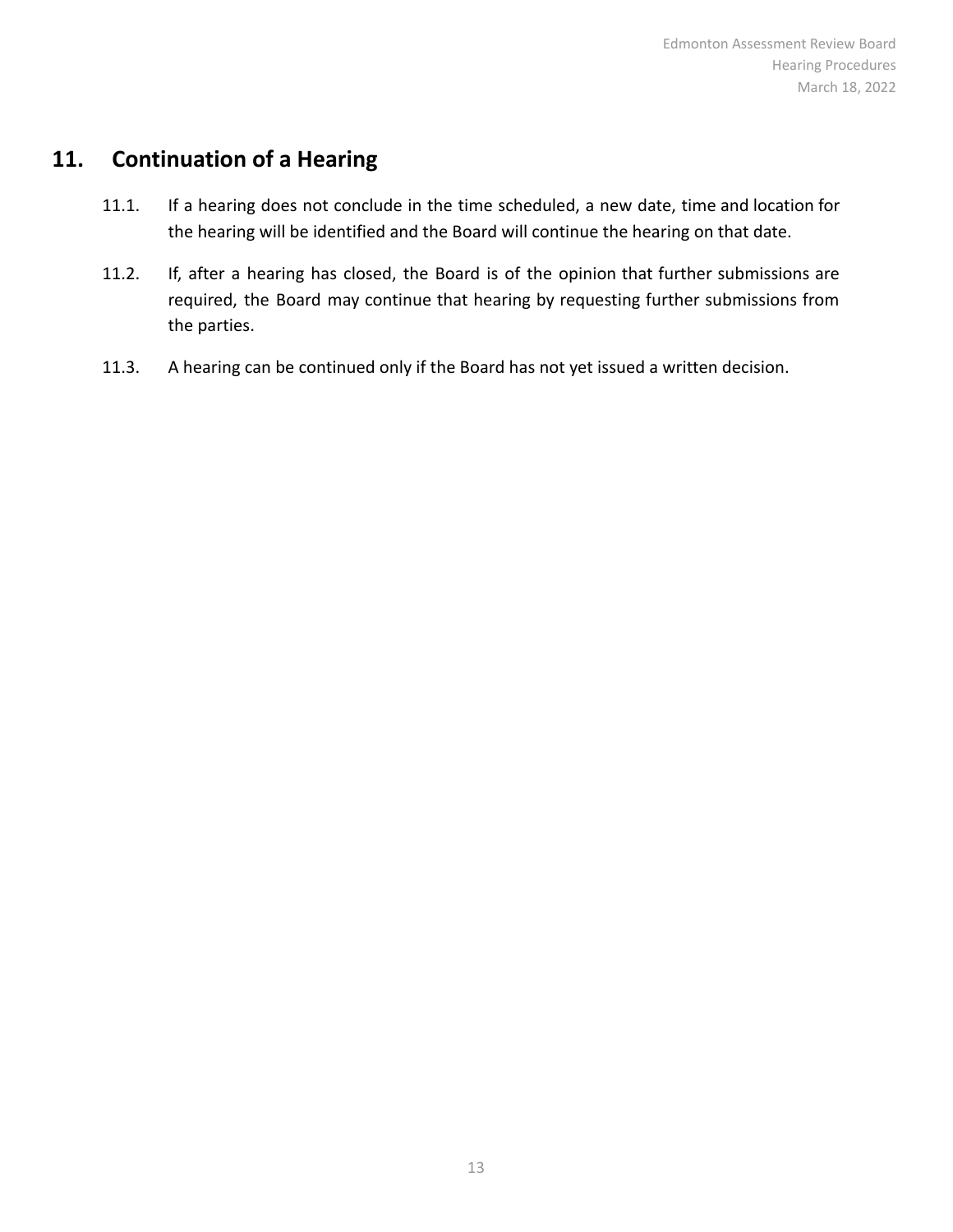## 11. Continuation of a Hearing

11.1. If a hearing does not conclude in the time scheduled, a new date, time and location for the hearing will be identified and the Board will continue the hearing on that date.

11.2. If, after a hearing has closed, the Board is of the opinion that further submissions are required, the Board may continue that hearing by requesting further submissions from the parties.

11.3. A hearing can be continued only if the Board has not yet issued a written decision.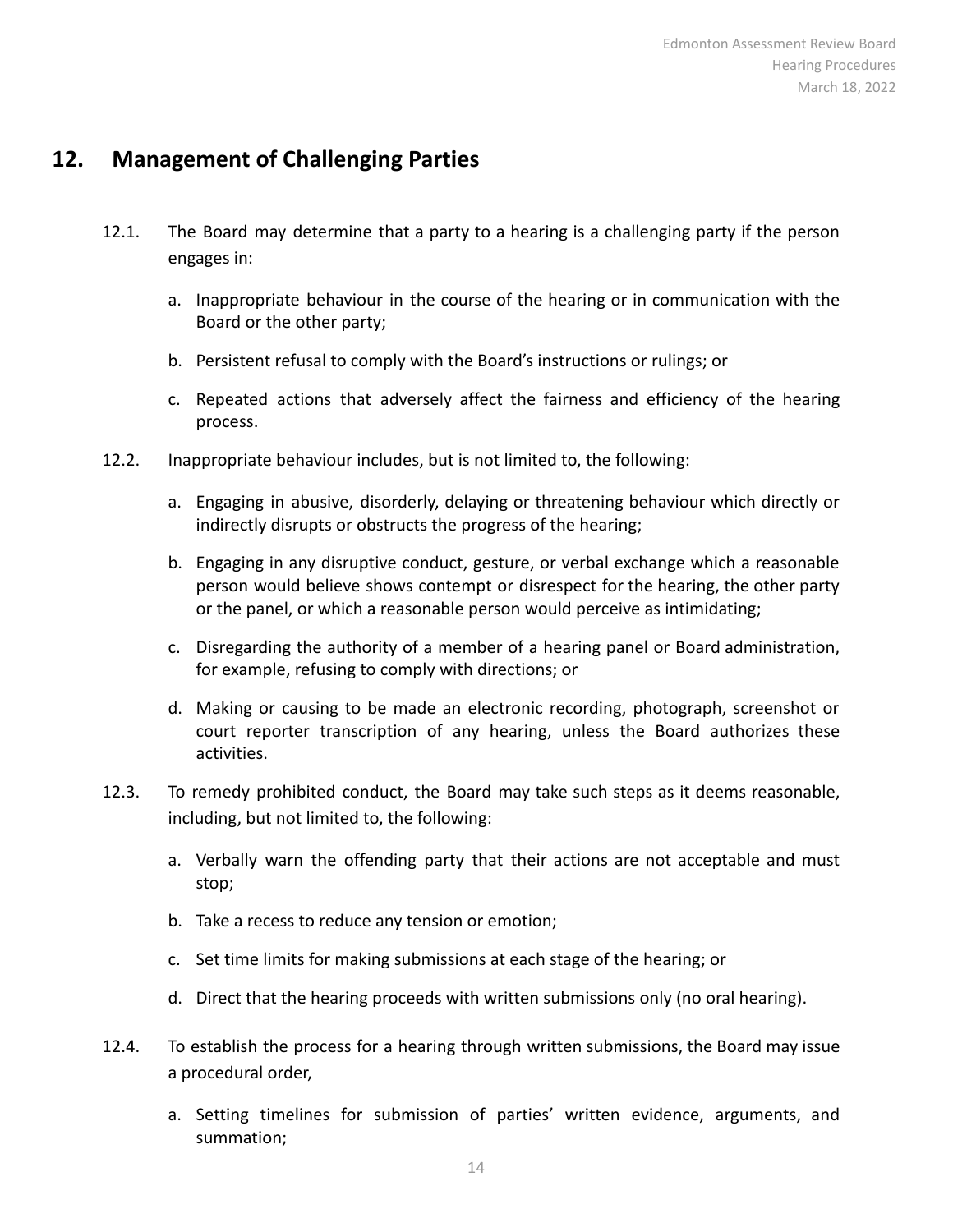## 12. Management of Challenging Parties

12.1. The Board may determine that a party to a hearing is a challenging party if the person engages in:

a. Inappropriate behaviour in the course of the hearing or in communication with the Board or the other party;

b. Persistent refusal to comply with the Board's instructions or rulings; or

c. Repeated actions that adversely affect the fairness and efficiency of the hearing process.

12.2. Inappropriate behaviour includes, but is not limited to, the following:

a. Engaging in abusive, disorderly, delaying or threatening behaviour which directly or indirectly disrupts or obstructs the progress of the hearing;

b. Engaging in any disruptive conduct, gesture, or verbal exchange which a reasonable person would believe shows contempt or disrespect for the hearing, the other party or the panel, or which a reasonable person would perceive as intimidating;

c. Disregarding the authority of a member of a hearing panel or Board administration, for example, refusing to comply with directions; or

d. Making or causing to be made an electronic recording, photograph, screenshot or court reporter transcription of any hearing, unless the Board authorizes these activities.

12.3. To remedy prohibited conduct, the Board may take such steps as it deems reasonable, including, but not limited to, the following:

a. Verbally warn the offending party that their actions are not acceptable and must stop;

b. Take a recess to reduce any tension or emotion;

c. Set time limits for making submissions at each stage of the hearing; or

d. Direct that the hearing proceeds with written submissions only (no oral hearing).

12.4. To establish the process for a hearing through written submissions, the Board may issue a procedural order,

a. Setting timelines for submission of parties' written evidence, arguments, and summation;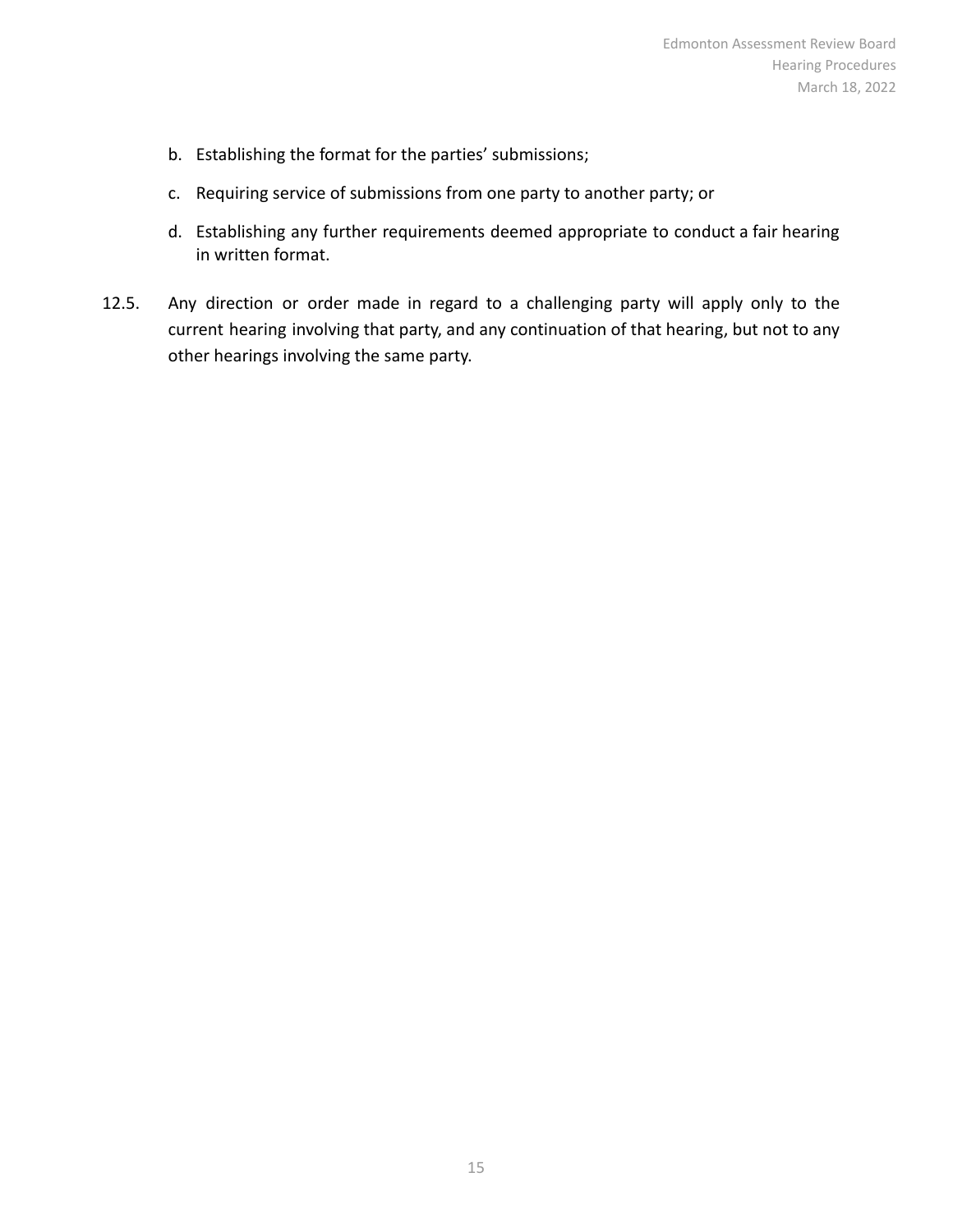b. Establishing the format for the parties' submissions;

c. Requiring service of submissions from one party to another party; or

d. Establishing any further requirements deemed appropriate to conduct a fair hearing in written format.

12.5. Any direction or order made in regard to a challenging party will apply only to the current hearing involving that party, and any continuation of that hearing, but not to any other hearings involving the same party.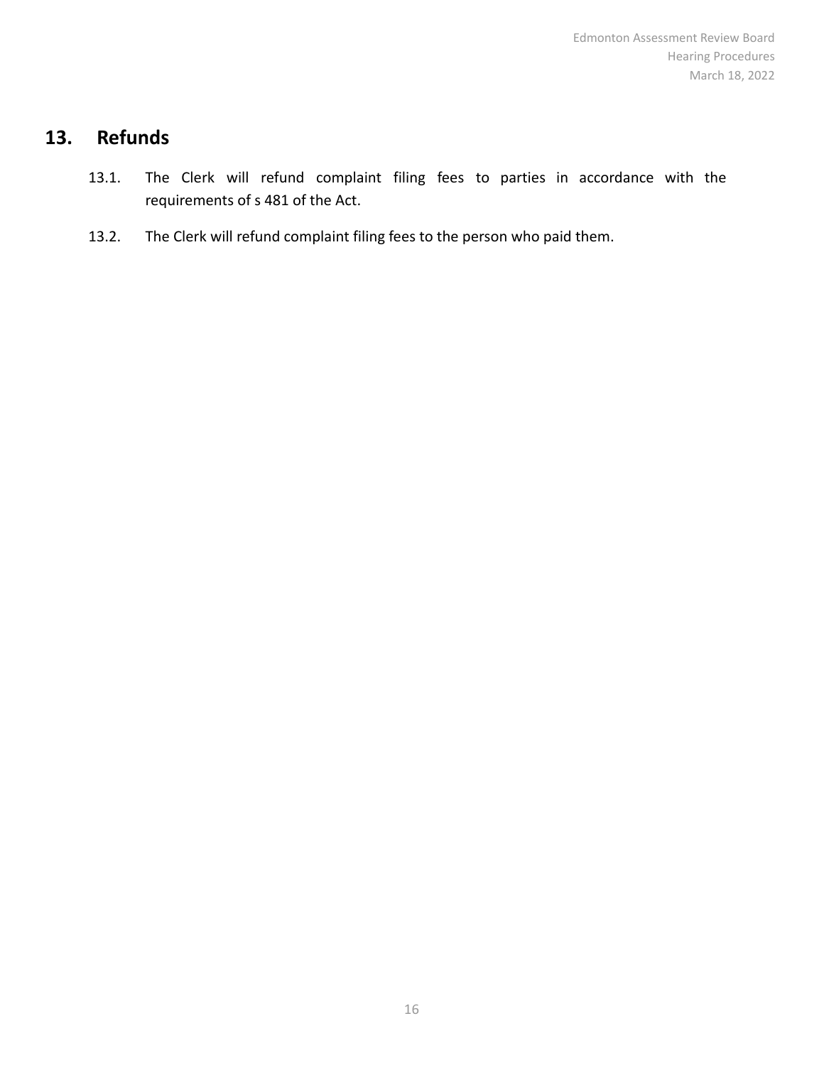## 13. Refunds

13.1. The Clerk will refund complaint filing fees to parties in accordance with the requirements of s 481 of the Act.

13.2. The Clerk will refund complaint filing fees to the person who paid them.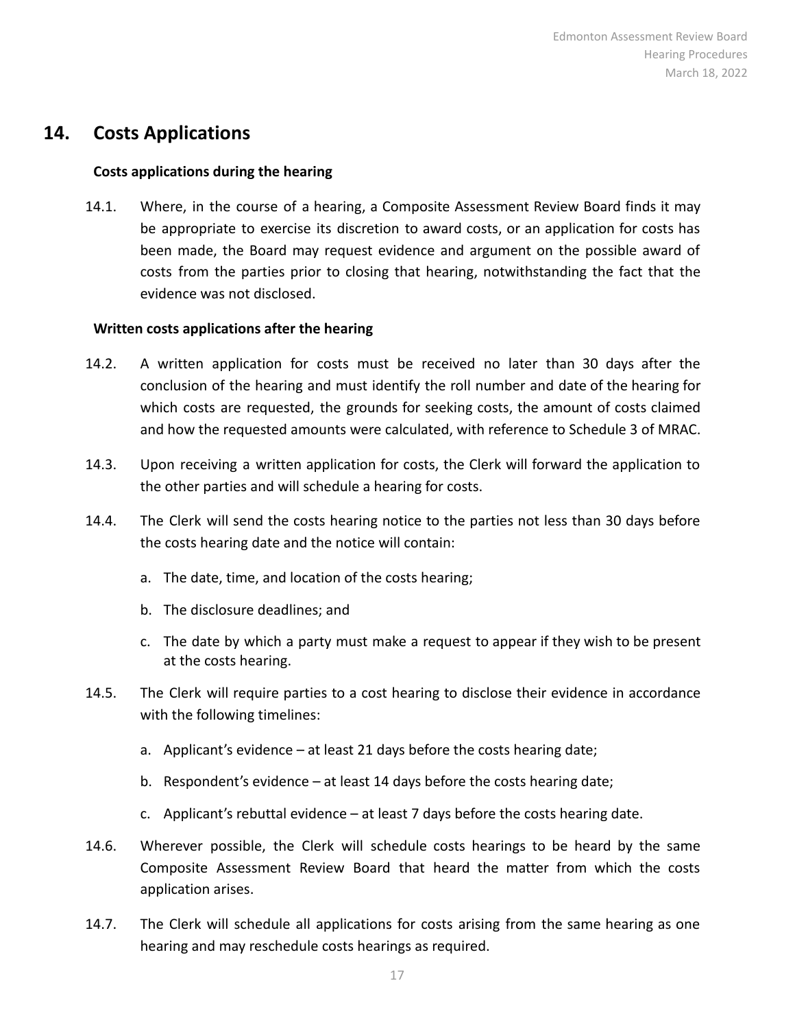## 14. Costs Applications

**Costs applications during the hearing**

14.1. Where, in the course of a hearing, a Composite Assessment Review Board finds it may be appropriate to exercise its discretion to award costs, or an application for costs has been made, the Board may request evidence and argument on the possible award of costs from the parties prior to closing that hearing, notwithstanding the fact that the evidence was not disclosed.

**Written costs applications after the hearing**

14.2. A written application for costs must be received no later than 30 days after the conclusion of the hearing and must identify the roll number and date of the hearing for which costs are requested, the grounds for seeking costs, the amount of costs claimed and how the requested amounts were calculated, with reference to Schedule 3 of MRAC.

14.3. Upon receiving a written application for costs, the Clerk will forward the application to the other parties and will schedule a hearing for costs.

14.4. The Clerk will send the costs hearing notice to the parties not less than 30 days before the costs hearing date and the notice will contain:

a. The date, time, and location of the costs hearing;

b. The disclosure deadlines; and

c. The date by which a party must make a request to appear if they wish to be present at the costs hearing.

14.5. The Clerk will require parties to a cost hearing to disclose their evidence in accordance with the following timelines:

a. Applicant's evidence – at least 21 days before the costs hearing date;

b. Respondent's evidence – at least 14 days before the costs hearing date;

c. Applicant's rebuttal evidence – at least 7 days before the costs hearing date.

14.6. Wherever possible, the Clerk will schedule costs hearings to be heard by the same Composite Assessment Review Board that heard the matter from which the costs application arises.

14.7. The Clerk will schedule all applications for costs arising from the same hearing as one hearing and may reschedule costs hearings as required.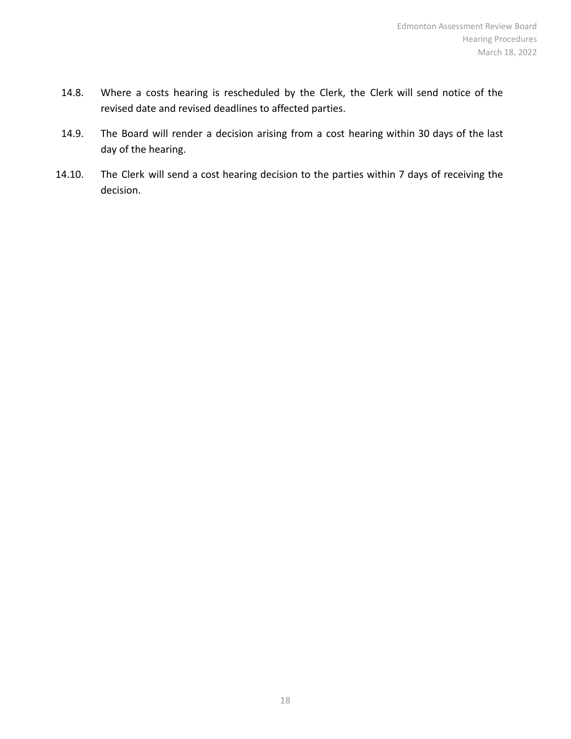14.8. Where a costs hearing is rescheduled by the Clerk, the Clerk will send notice of the revised date and revised deadlines to affected parties.

14.9. The Board will render a decision arising from a cost hearing within 30 days of the last day of the hearing.

14.10. The Clerk will send a cost hearing decision to the parties within 7 days of receiving the decision.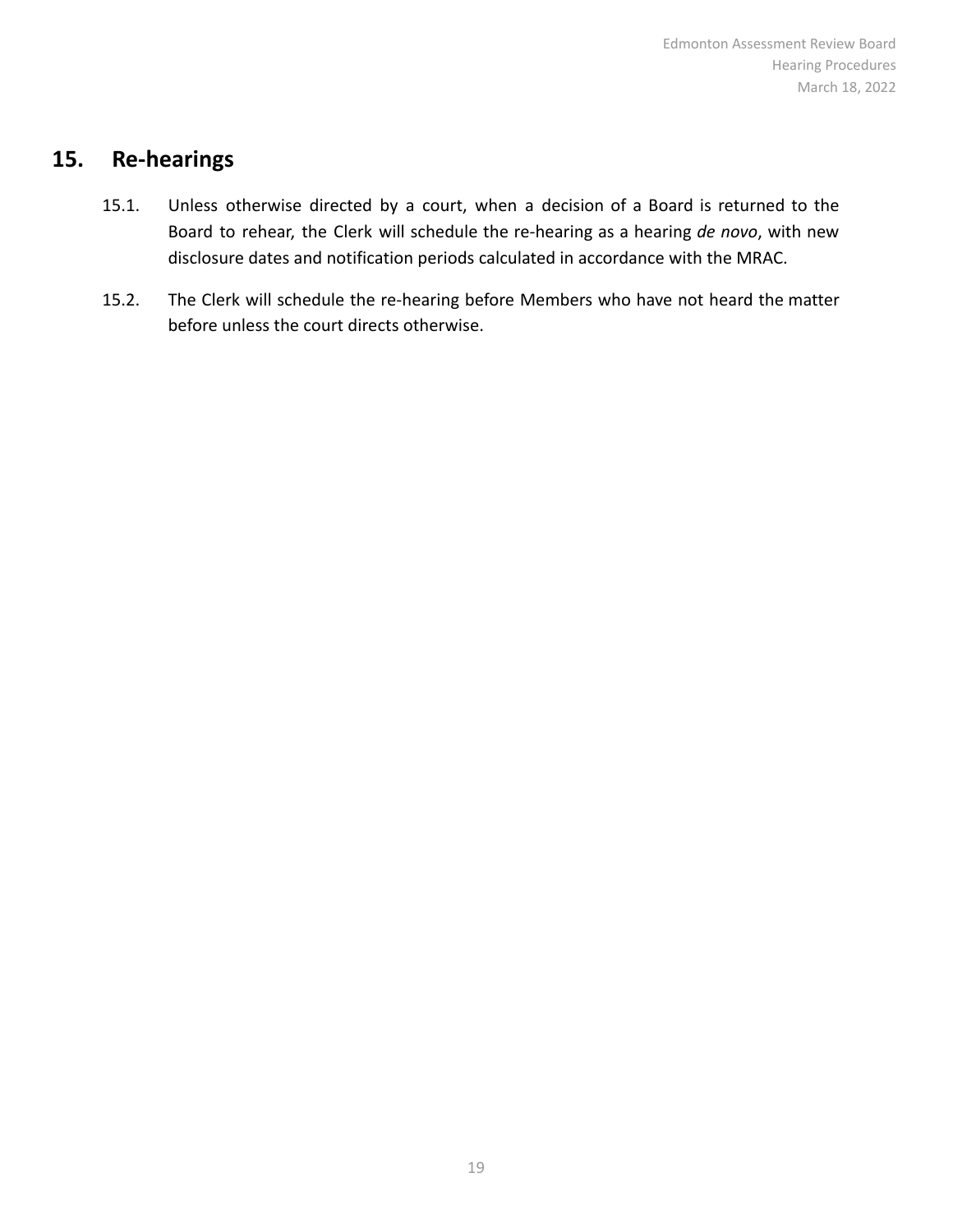## 15. Re-hearings

15.1. Unless otherwise directed by a court, when a decision of a Board is returned to the Board to rehear, the Clerk will schedule the re-hearing as a hearing *de novo*, with new disclosure dates and notification periods calculated in accordance with the MRAC.

15.2. The Clerk will schedule the re-hearing before Members who have not heard the matter before unless the court directs otherwise.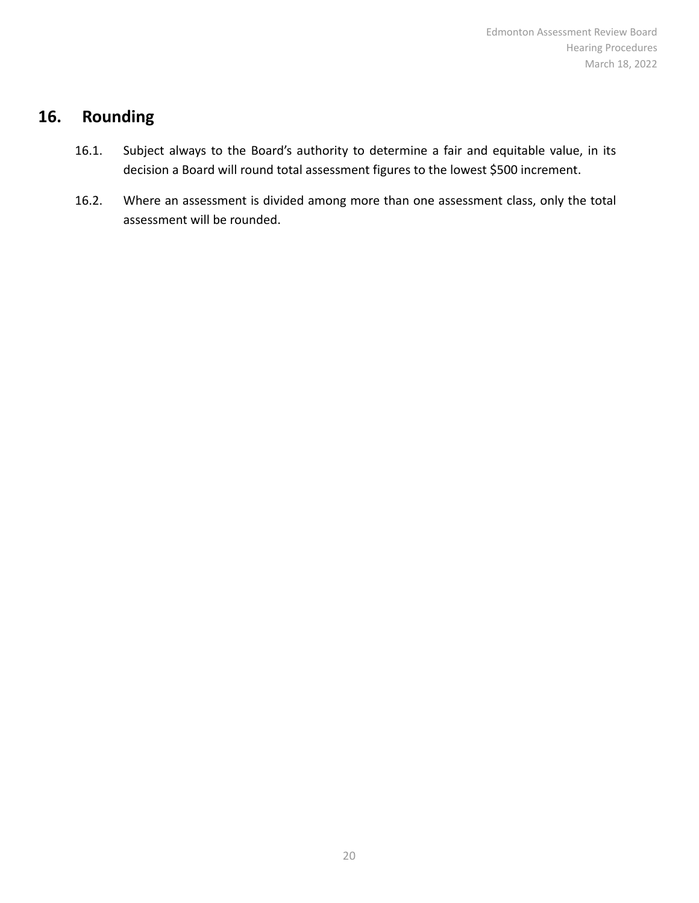## 16. Rounding

16.1. Subject always to the Board's authority to determine a fair and equitable value, in its decision a Board will round total assessment figures to the lowest $500 increment.

16.2. Where an assessment is divided among more than one assessment class, only the total assessment will be rounded.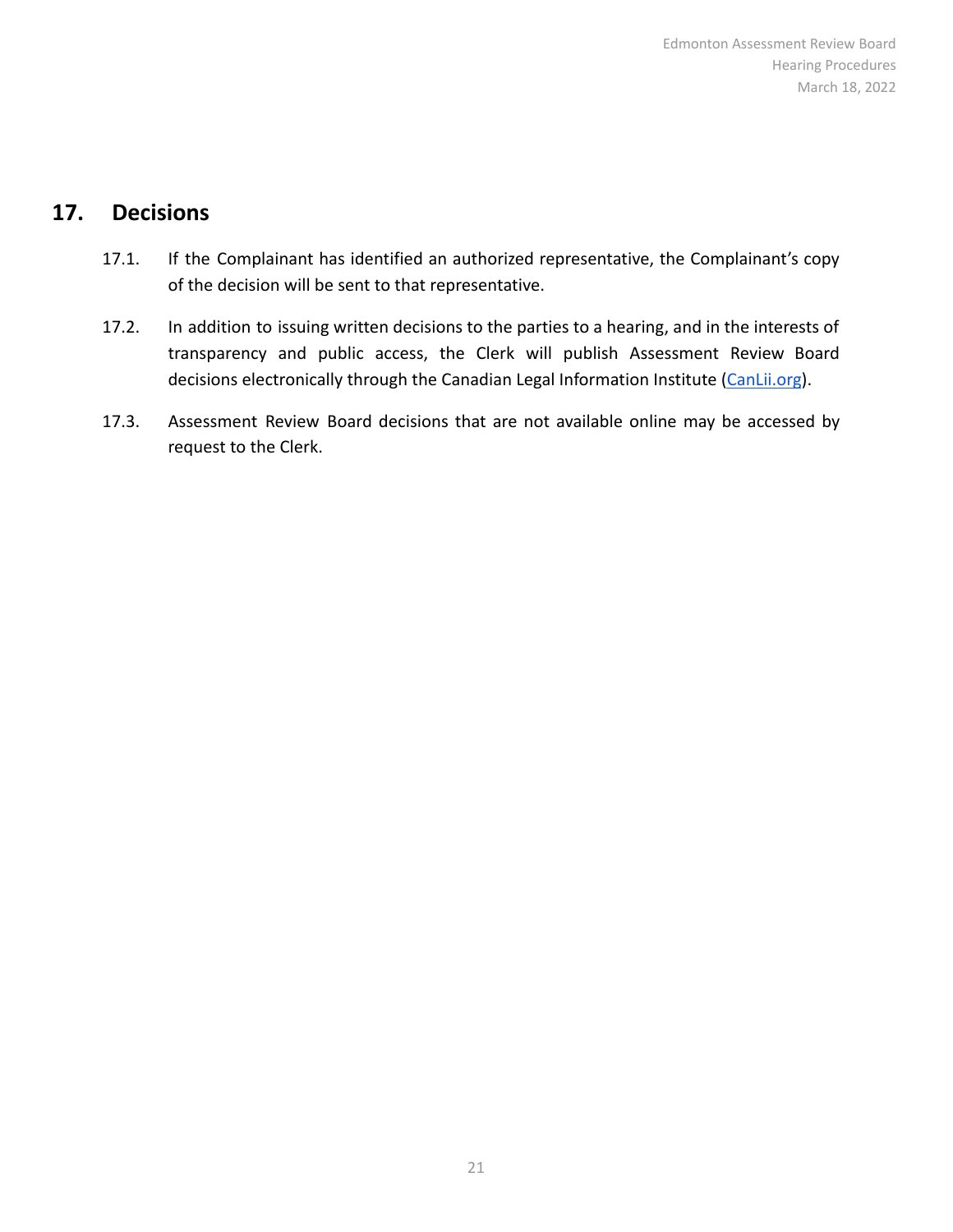## 17. Decisions

17.1. If the Complainant has identified an authorized representative, the Complainant's copy of the decision will be sent to that representative.

17.2. In addition to issuing written decisions to the parties to a hearing, and in the interests of transparency and public access, the Clerk will publish Assessment Review Board decisions electronically through the Canadian Legal Information Institute (CanLii.org).

17.3. Assessment Review Board decisions that are not available online may be accessed by request to the Clerk.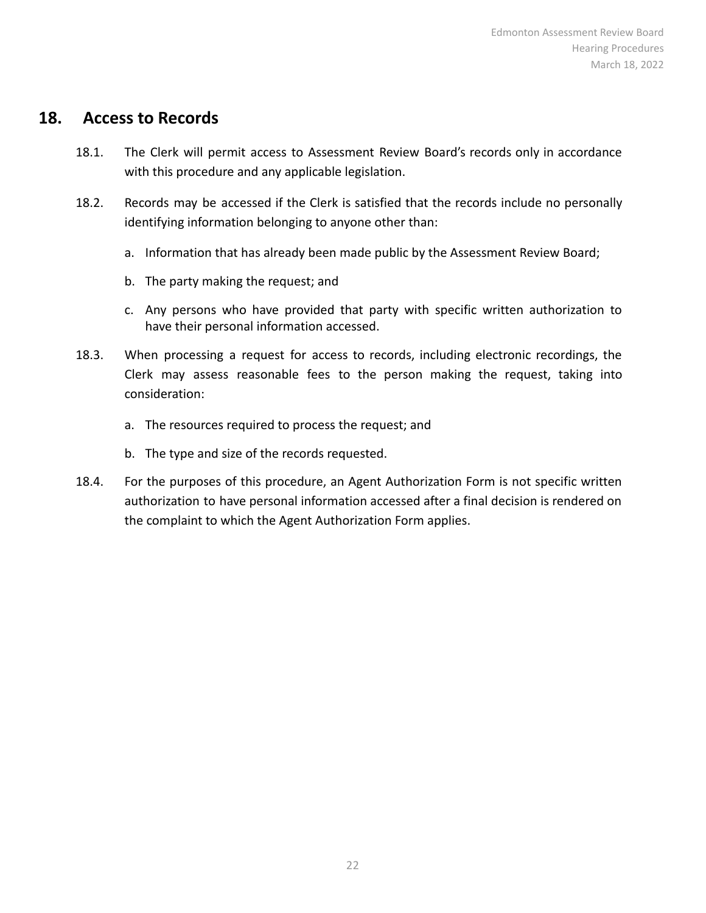## 18. Access to Records

18.1. The Clerk will permit access to Assessment Review Board's records only in accordance with this procedure and any applicable legislation.

18.2. Records may be accessed if the Clerk is satisfied that the records include no personally identifying information belonging to anyone other than:

a. Information that has already been made public by the Assessment Review Board;

b. The party making the request; and

c. Any persons who have provided that party with specific written authorization to have their personal information accessed.

18.3. When processing a request for access to records, including electronic recordings, the Clerk may assess reasonable fees to the person making the request, taking into consideration:

a. The resources required to process the request; and

b. The type and size of the records requested.

18.4. For the purposes of this procedure, an Agent Authorization Form is not specific written authorization to have personal information accessed after a final decision is rendered on the complaint to which the Agent Authorization Form applies.